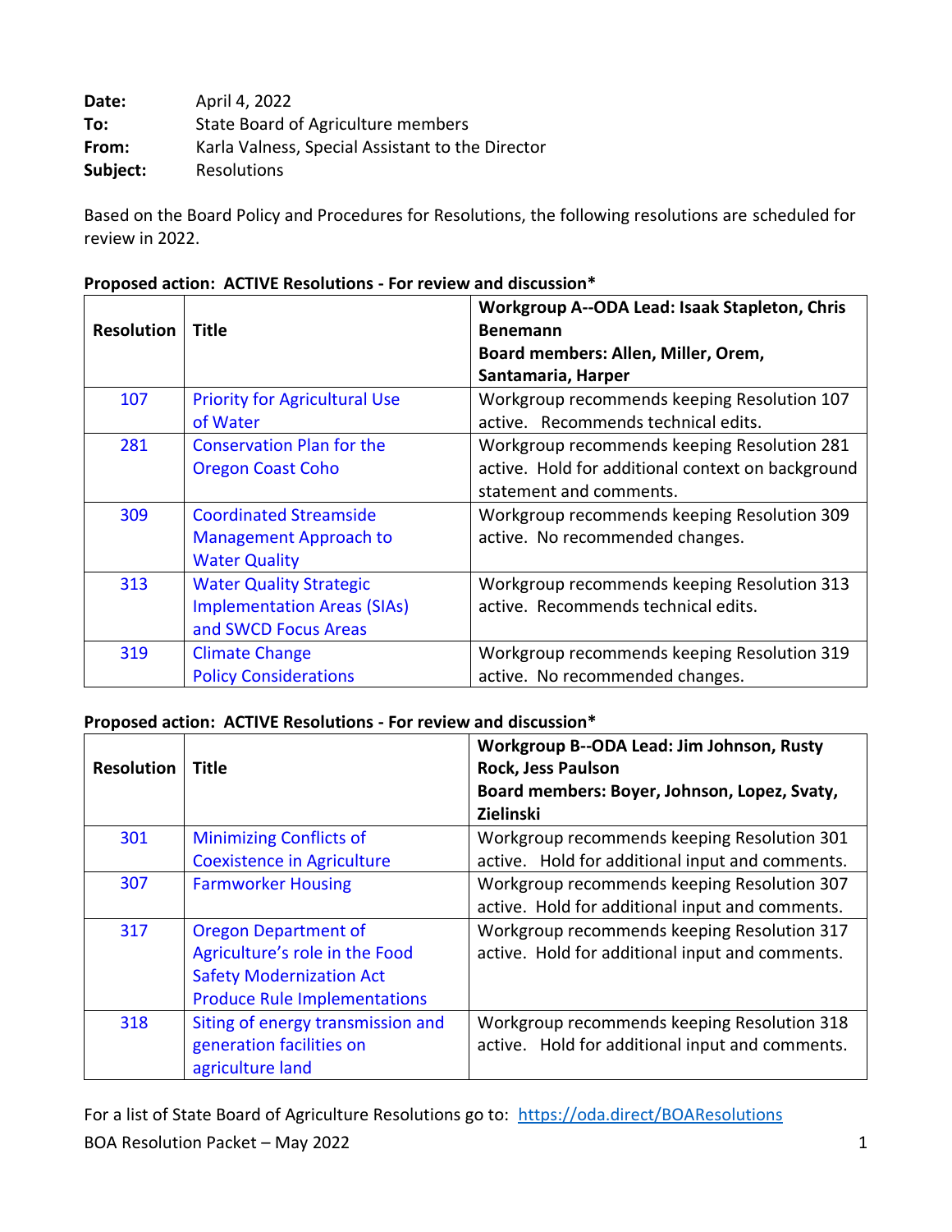**Date:** April 4, 2022
**To:** State Board of Agriculture members
**From:** Karla Valness, Special Assistant to the Director
**Subject:** Resolutions

Based on the Board Policy and Procedures for Resolutions, the following resolutions are scheduled for review in 2022.

**Proposed action: ACTIVE Resolutions - For review and discussion***

| Resolution | Title | Workgroup A--ODA Lead: Isaak Stapleton, Chris Benemann<br>Board members: Allen, Miller, Orem, Santamaria, Harper |
|---|---|---|
| 107 | Priority for Agricultural Use of Water | Workgroup recommends keeping Resolution 107 active. Recommends technical edits. |
| 281 | Conservation Plan for the Oregon Coast Coho | Workgroup recommends keeping Resolution 281 active. Hold for additional context on background statement and comments. |
| 309 | Coordinated Streamside Management Approach to Water Quality | Workgroup recommends keeping Resolution 309 active. No recommended changes. |
| 313 | Water Quality Strategic Implementation Areas (SIAs) and SWCD Focus Areas | Workgroup recommends keeping Resolution 313 active. Recommends technical edits. |
| 319 | Climate Change Policy Considerations | Workgroup recommends keeping Resolution 319 active. No recommended changes. |

**Proposed action: ACTIVE Resolutions - For review and discussion***

| Resolution | Title | Workgroup B--ODA Lead: Jim Johnson, Rusty Rock, Jess Paulson<br>Board members: Boyer, Johnson, Lopez, Svaty, Zielinski |
|---|---|---|
| 301 | Minimizing Conflicts of Coexistence in Agriculture | Workgroup recommends keeping Resolution 301 active. Hold for additional input and comments. |
| 307 | Farmworker Housing | Workgroup recommends keeping Resolution 307 active. Hold for additional input and comments. |
| 317 | Oregon Department of Agriculture's role in the Food Safety Modernization Act Produce Rule Implementations | Workgroup recommends keeping Resolution 317 active. Hold for additional input and comments. |
| 318 | Siting of energy transmission and generation facilities on agriculture land | Workgroup recommends keeping Resolution 318 active. Hold for additional input and comments. |

For a list of State Board of Agriculture Resolutions go to: https://oda.direct/BOAResolutions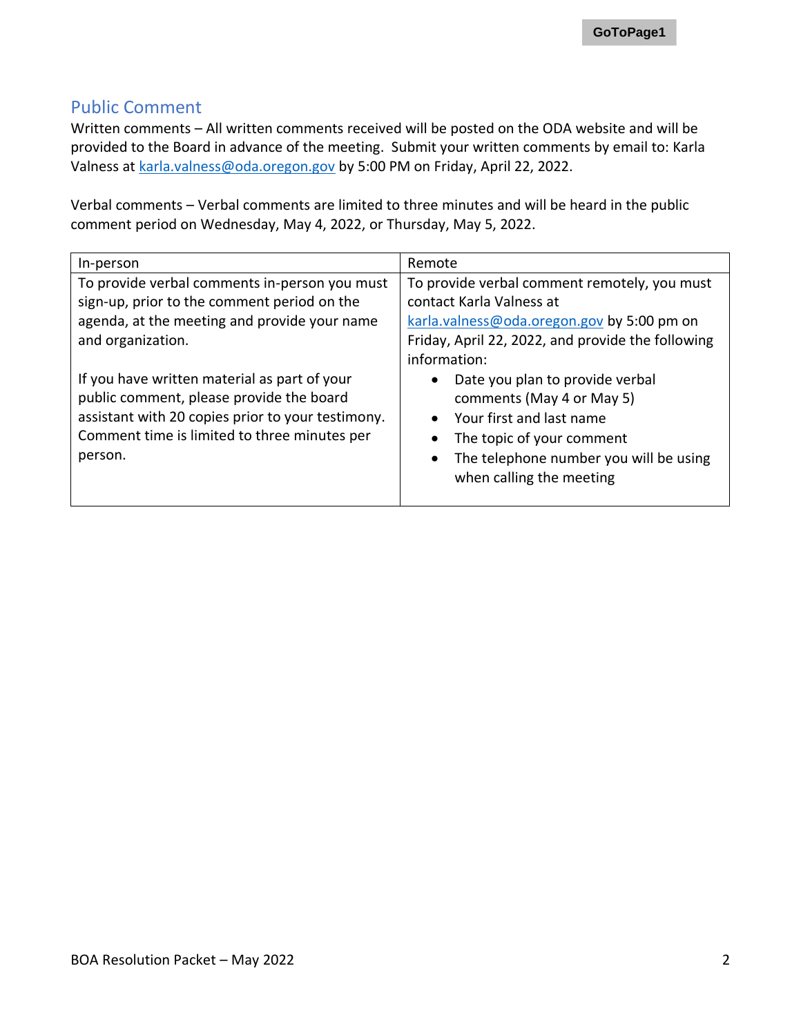## Public Comment

Written comments – All written comments received will be posted on the ODA website and will be provided to the Board in advance of the meeting. Submit your written comments by email to: Karla Valness at karla.valness@oda.oregon.gov by 5:00 PM on Friday, April 22, 2022.

Verbal comments – Verbal comments are limited to three minutes and will be heard in the public comment period on Wednesday, May 4, 2022, or Thursday, May 5, 2022.

| In-person | Remote |
| --- | --- |
| To provide verbal comments in-person you must sign-up, prior to the comment period on the agenda, at the meeting and provide your name and organization.<br><br>If you have written material as part of your public comment, please provide the board assistant with 20 copies prior to your testimony. Comment time is limited to three minutes per person. | To provide verbal comment remotely, you must contact Karla Valness at karla.valness@oda.oregon.gov by 5:00 pm on Friday, April 22, 2022, and provide the following information:<br>• Date you plan to provide verbal comments (May 4 or May 5)<br>• Your first and last name<br>• The topic of your comment<br>• The telephone number you will be using when calling the meeting |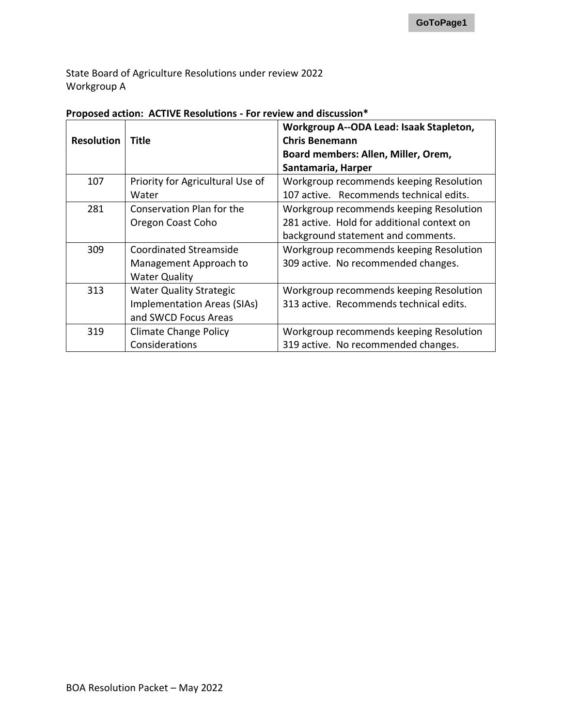State Board of Agriculture Resolutions under review 2022
Workgroup A

**Proposed action: ACTIVE Resolutions - For review and discussion***

| Resolution | Title | Workgroup A--ODA Lead: Isaak Stapleton, Chris Benemann<br>Board members: Allen, Miller, Orem, Santamaria, Harper |
|---|---|---|
| 107 | Priority for Agricultural Use of Water | Workgroup recommends keeping Resolution 107 active. Recommends technical edits. |
| 281 | Conservation Plan for the Oregon Coast Coho | Workgroup recommends keeping Resolution 281 active. Hold for additional context on background statement and comments. |
| 309 | Coordinated Streamside Management Approach to Water Quality | Workgroup recommends keeping Resolution 309 active. No recommended changes. |
| 313 | Water Quality Strategic Implementation Areas (SIAs) and SWCD Focus Areas | Workgroup recommends keeping Resolution 313 active. Recommends technical edits. |
| 319 | Climate Change Policy Considerations | Workgroup recommends keeping Resolution 319 active. No recommended changes. |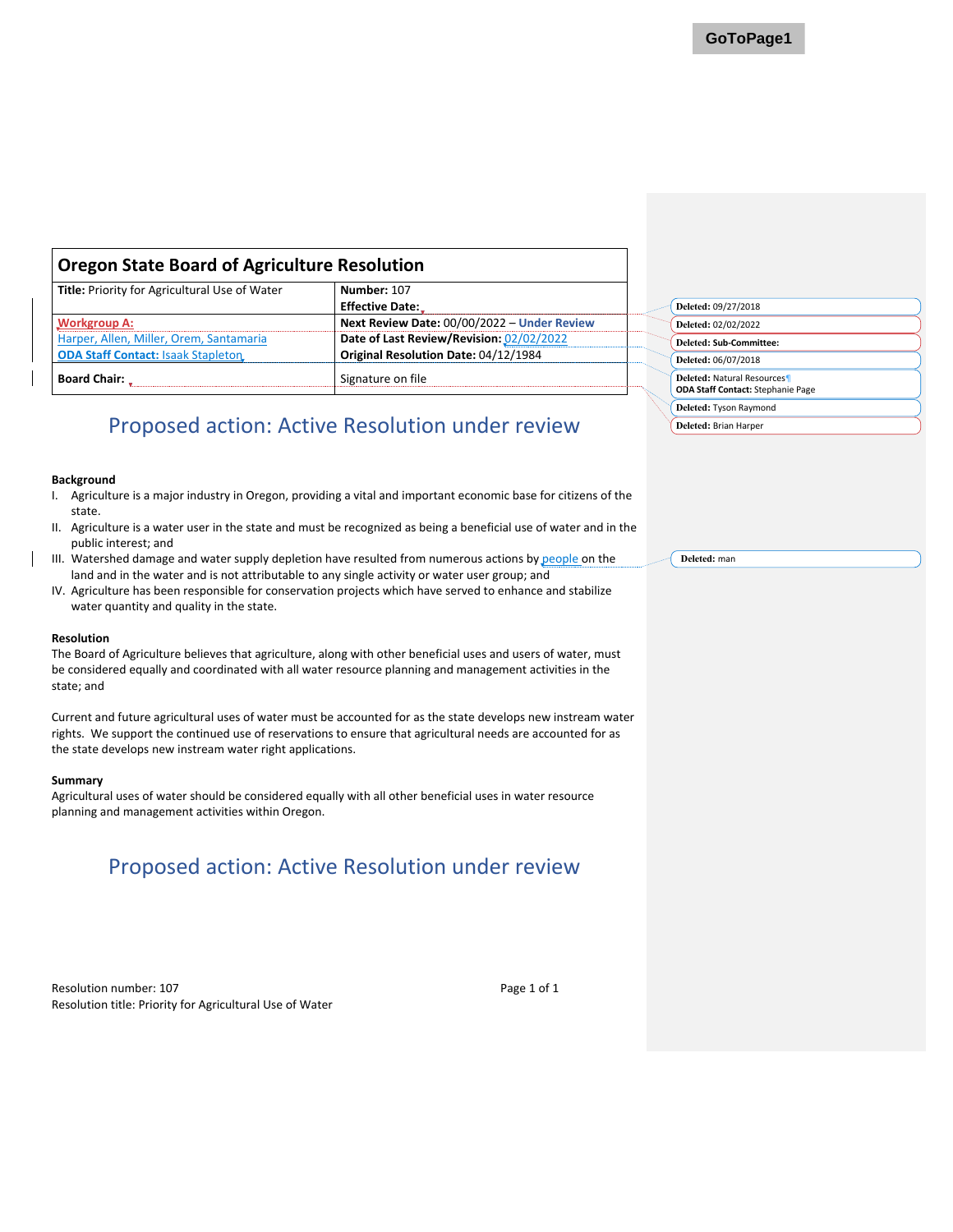| Oregon State Board of Agriculture Resolution | |
|---|---|
| **Title:** Priority for Agricultural Use of Water | **Number:** 107<br>**Effective Date:** |
| **Workgroup A:**<br>Harper, Allen, Miller, Orem, Santamaria<br>**ODA Staff Contact:** Isaak Stapleton | **Next Review Date:** 00/00/2022 – **Under Review**<br>**Date of Last Review/Revision:** 02/02/2022<br>**Original Resolution Date:** 04/12/1984 |
| **Board Chair:** | Signature on file |

Deleted: 09/27/2018
Deleted: 02/02/2022
Deleted: Sub-Committee:
Deleted: 06/07/2018
Deleted: Natural Resources
ODA Staff Contact: Stephanie Page
Deleted: Tyson Raymond
Deleted: Brian Harper

## Proposed action: Active Resolution under review

**Background**

I. Agriculture is a major industry in Oregon, providing a vital and important economic base for citizens of the state.
II. Agriculture is a water user in the state and must be recognized as being a beneficial use of water and in the public interest; and
III. Watershed damage and water supply depletion have resulted from numerous actions by people on the land and in the water and is not attributable to any single activity or water user group; and
IV. Agriculture has been responsible for conservation projects which have served to enhance and stabilize water quantity and quality in the state.

Deleted: man

**Resolution**

The Board of Agriculture believes that agriculture, along with other beneficial uses and users of water, must be considered equally and coordinated with all water resource planning and management activities in the state; and

Current and future agricultural uses of water must be accounted for as the state develops new instream water rights. We support the continued use of reservations to ensure that agricultural needs are accounted for as the state develops new instream water right applications.

**Summary**

Agricultural uses of water should be considered equally with all other beneficial uses in water resource planning and management activities within Oregon.

## Proposed action: Active Resolution under review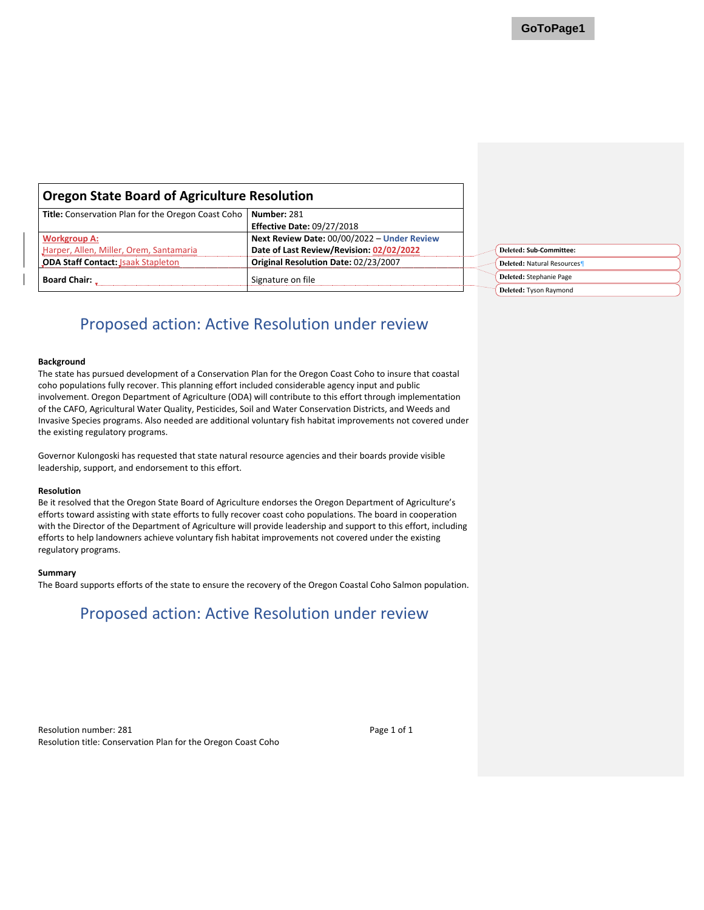GoToPage1

| Oregon State Board of Agriculture Resolution | |
|---|---|
| **Title:** Conservation Plan for the Oregon Coast Coho | **Number:** 281<br>**Effective Date:** 09/27/2018 |
| **Workgroup A:**<br>Harper, Allen, Miller, Orem, Santamaria | **Next Review Date:** 00/00/2022 – **Under Review**<br>**Date of Last Review/Revision:** **02/02/2022** |
| **ODA Staff Contact:** Isaak Stapleton | **Original Resolution Date:** 02/23/2007 |
| **Board Chair:** | Signature on file |

**Deleted:** Sub-Committee:

**Deleted:** Natural Resources

**Deleted:** Stephanie Page

**Deleted:** Tyson Raymond

## Proposed action: Active Resolution under review

**Background**

The state has pursued development of a Conservation Plan for the Oregon Coast Coho to insure that coastal coho populations fully recover. This planning effort included considerable agency input and public involvement. Oregon Department of Agriculture (ODA) will contribute to this effort through implementation of the CAFO, Agricultural Water Quality, Pesticides, Soil and Water Conservation Districts, and Weeds and Invasive Species programs. Also needed are additional voluntary fish habitat improvements not covered under the existing regulatory programs.

Governor Kulongoski has requested that state natural resource agencies and their boards provide visible leadership, support, and endorsement to this effort.

**Resolution**

Be it resolved that the Oregon State Board of Agriculture endorses the Oregon Department of Agriculture's efforts toward assisting with state efforts to fully recover coast coho populations. The board in cooperation with the Director of the Department of Agriculture will provide leadership and support to this effort, including efforts to help landowners achieve voluntary fish habitat improvements not covered under the existing regulatory programs.

**Summary**

The Board supports efforts of the state to ensure the recovery of the Oregon Coastal Coho Salmon population.

## Proposed action: Active Resolution under review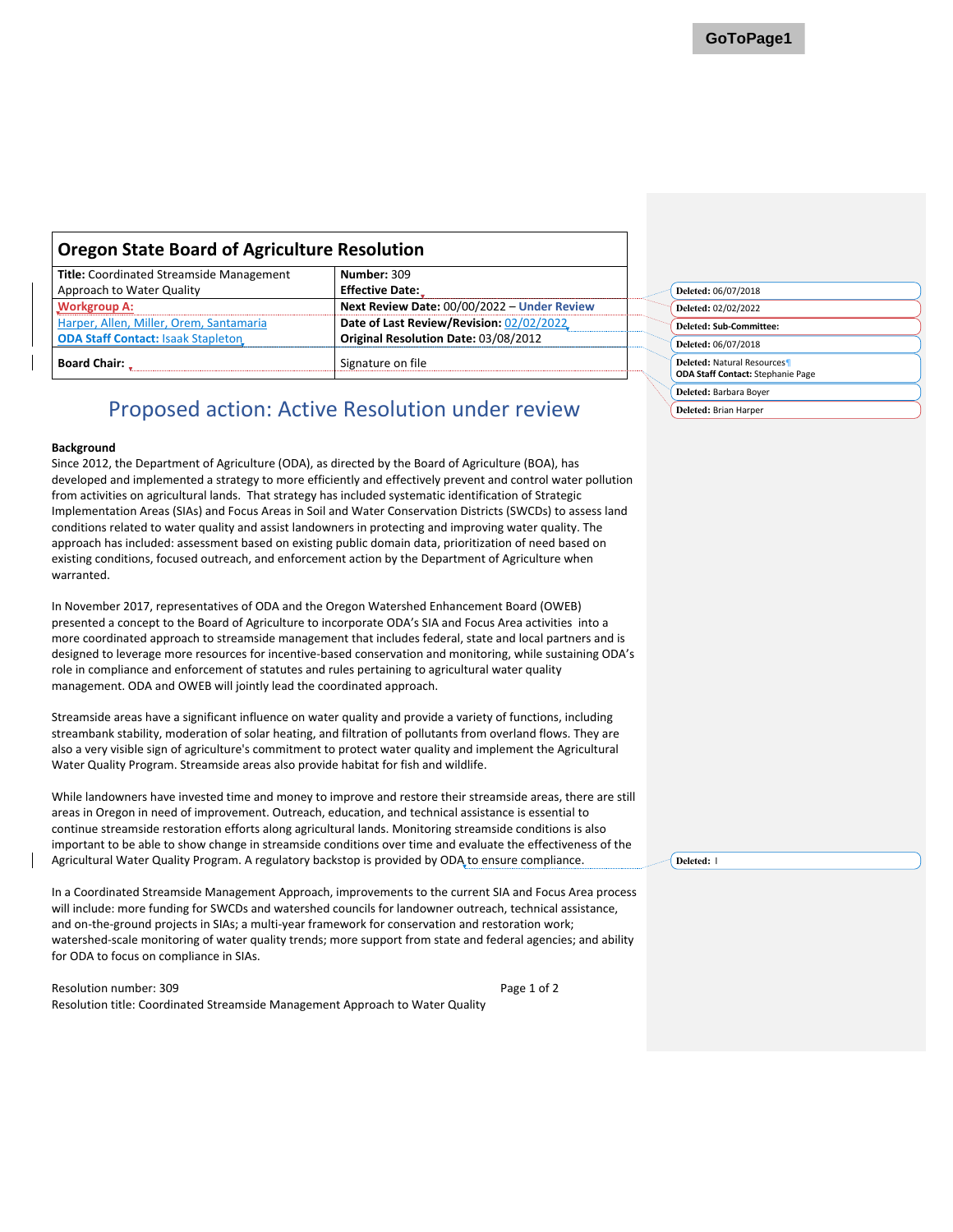| **Oregon State Board of Agriculture Resolution** | |
|---|---|
| **Title:** Coordinated Streamside Management Approach to Water Quality | **Number:** 309 **Effective Date:** |
| **Workgroup A:** | **Next Review Date:** 00/00/2022 – **Under Review** |
| Harper, Allen, Miller, Orem, Santamaria **ODA Staff Contact:** Isaak Stapleton | **Date of Last Review/Revision:** 02/02/2022 **Original Resolution Date:** 03/08/2012 |
| **Board Chair:** | Signature on file |

Deleted: 06/07/2018
Deleted: 02/02/2022
Deleted: Sub-Committee:
Deleted: 06/07/2018
Deleted: Natural Resources
ODA Staff Contact: Stephanie Page
Deleted: Barbara Boyer
Deleted: Brian Harper

# Proposed action: Active Resolution under review

**Background**

Since 2012, the Department of Agriculture (ODA), as directed by the Board of Agriculture (BOA), has developed and implemented a strategy to more efficiently and effectively prevent and control water pollution from activities on agricultural lands. That strategy has included systematic identification of Strategic Implementation Areas (SIAs) and Focus Areas in Soil and Water Conservation Districts (SWCDs) to assess land conditions related to water quality and assist landowners in protecting and improving water quality. The approach has included: assessment based on existing public domain data, prioritization of need based on existing conditions, focused outreach, and enforcement action by the Department of Agriculture when warranted.

In November 2017, representatives of ODA and the Oregon Watershed Enhancement Board (OWEB) presented a concept to the Board of Agriculture to incorporate ODA's SIA and Focus Area activities into a more coordinated approach to streamside management that includes federal, state and local partners and is designed to leverage more resources for incentive-based conservation and monitoring, while sustaining ODA's role in compliance and enforcement of statutes and rules pertaining to agricultural water quality management. ODA and OWEB will jointly lead the coordinated approach.

Streamside areas have a significant influence on water quality and provide a variety of functions, including streambank stability, moderation of solar heating, and filtration of pollutants from overland flows. They are also a very visible sign of agriculture's commitment to protect water quality and implement the Agricultural Water Quality Program. Streamside areas also provide habitat for fish and wildlife.

While landowners have invested time and money to improve and restore their streamside areas, there are still areas in Oregon in need of improvement. Outreach, education, and technical assistance is essential to continue streamside restoration efforts along agricultural lands. Monitoring streamside conditions is also important to be able to show change in streamside conditions over time and evaluate the effectiveness of the Agricultural Water Quality Program. A regulatory backstop is provided by ODA to ensure compliance.

Deleted: I

In a Coordinated Streamside Management Approach, improvements to the current SIA and Focus Area process will include: more funding for SWCDs and watershed councils for landowner outreach, technical assistance, and on-the-ground projects in SIAs; a multi-year framework for conservation and restoration work; watershed-scale monitoring of water quality trends; more support from state and federal agencies; and ability for ODA to focus on compliance in SIAs.

Resolution number: 309
Resolution title: Coordinated Streamside Management Approach to Water Quality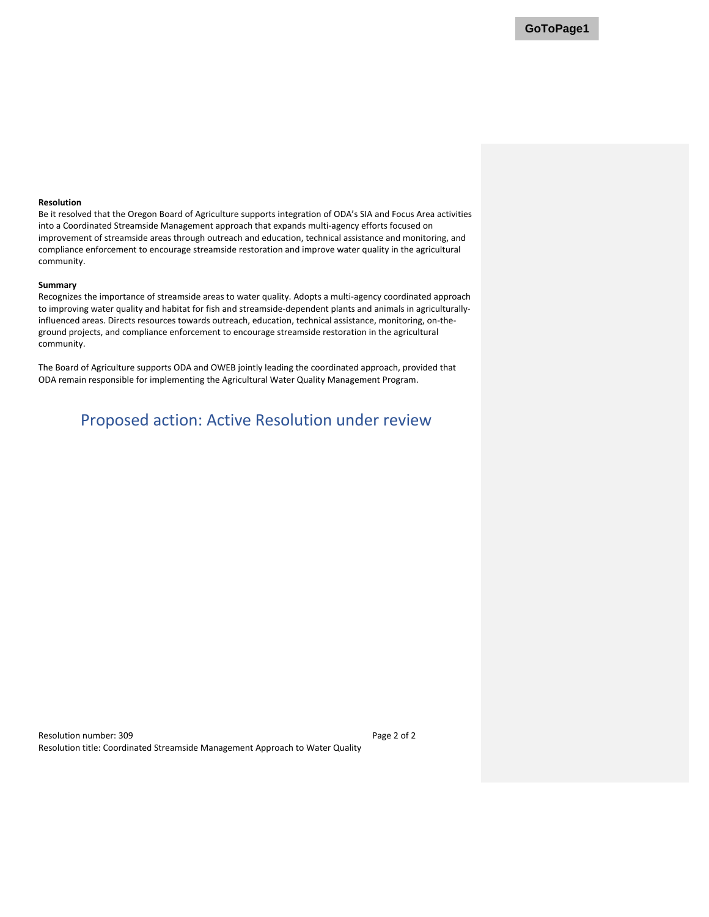**Resolution**

Be it resolved that the Oregon Board of Agriculture supports integration of ODA's SIA and Focus Area activities into a Coordinated Streamside Management approach that expands multi-agency efforts focused on improvement of streamside areas through outreach and education, technical assistance and monitoring, and compliance enforcement to encourage streamside restoration and improve water quality in the agricultural community.

**Summary**

Recognizes the importance of streamside areas to water quality. Adopts a multi-agency coordinated approach to improving water quality and habitat for fish and streamside-dependent plants and animals in agriculturally-influenced areas. Directs resources towards outreach, education, technical assistance, monitoring, on-the-ground projects, and compliance enforcement to encourage streamside restoration in the agricultural community.

The Board of Agriculture supports ODA and OWEB jointly leading the coordinated approach, provided that ODA remain responsible for implementing the Agricultural Water Quality Management Program.

## Proposed action: Active Resolution under review

Resolution number: 309
Resolution title: Coordinated Streamside Management Approach to Water Quality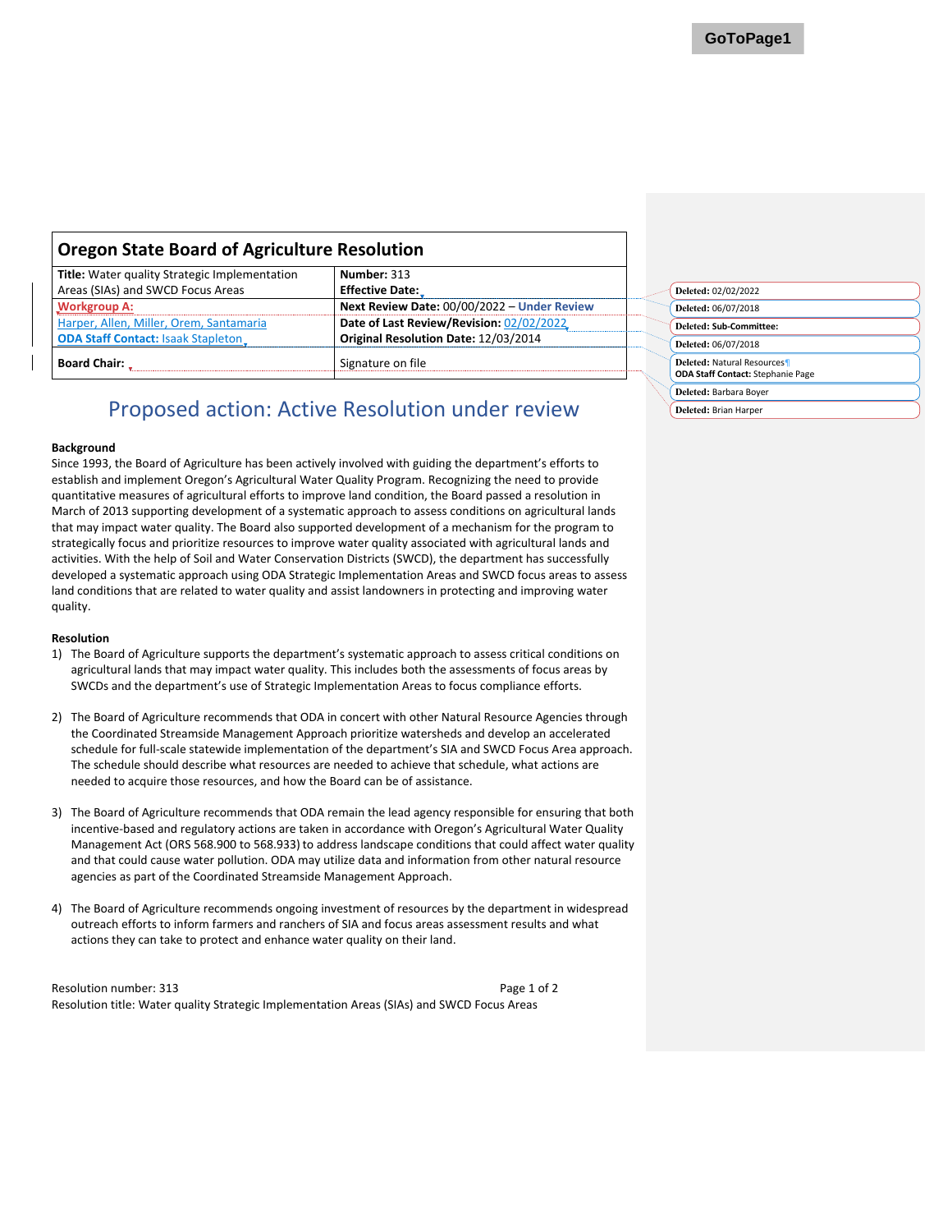GoToPage1

| Oregon State Board of Agriculture Resolution | |
|---|---|
| **Title:** Water quality Strategic Implementation Areas (SIAs) and SWCD Focus Areas | **Number:** 313<br>**Effective Date:** |
| **Workgroup A:** | **Next Review Date:** 00/00/2022 – **Under Review** |
| Harper, Allen, Miller, Orem, Santamaria<br>**ODA Staff Contact:** Isaak Stapleton | **Date of Last Review/Revision:** 02/02/2022<br>**Original Resolution Date:** 12/03/2014 |
| **Board Chair:** | Signature on file |

**Deleted:** 02/02/2022
**Deleted:** 06/07/2018
**Deleted:** Sub-Committee:
**Deleted:** 06/07/2018
**Deleted:** Natural Resources
**ODA Staff Contact:** Stephanie Page
**Deleted:** Barbara Boyer
**Deleted:** Brian Harper

# Proposed action: Active Resolution under review

**Background**

Since 1993, the Board of Agriculture has been actively involved with guiding the department's efforts to establish and implement Oregon's Agricultural Water Quality Program. Recognizing the need to provide quantitative measures of agricultural efforts to improve land condition, the Board passed a resolution in March of 2013 supporting development of a systematic approach to assess conditions on agricultural lands that may impact water quality. The Board also supported development of a mechanism for the program to strategically focus and prioritize resources to improve water quality associated with agricultural lands and activities. With the help of Soil and Water Conservation Districts (SWCD), the department has successfully developed a systematic approach using ODA Strategic Implementation Areas and SWCD focus areas to assess land conditions that are related to water quality and assist landowners in protecting and improving water quality.

**Resolution**

1) The Board of Agriculture supports the department's systematic approach to assess critical conditions on agricultural lands that may impact water quality. This includes both the assessments of focus areas by SWCDs and the department's use of Strategic Implementation Areas to focus compliance efforts.

2) The Board of Agriculture recommends that ODA in concert with other Natural Resource Agencies through the Coordinated Streamside Management Approach prioritize watersheds and develop an accelerated schedule for full-scale statewide implementation of the department's SIA and SWCD Focus Area approach. The schedule should describe what resources are needed to achieve that schedule, what actions are needed to acquire those resources, and how the Board can be of assistance.

3) The Board of Agriculture recommends that ODA remain the lead agency responsible for ensuring that both incentive-based and regulatory actions are taken in accordance with Oregon's Agricultural Water Quality Management Act (ORS 568.900 to 568.933) to address landscape conditions that could affect water quality and that could cause water pollution. ODA may utilize data and information from other natural resource agencies as part of the Coordinated Streamside Management Approach.

4) The Board of Agriculture recommends ongoing investment of resources by the department in widespread outreach efforts to inform farmers and ranchers of SIA and focus areas assessment results and what actions they can take to protect and enhance water quality on their land.

Resolution number: 313
Resolution title: Water quality Strategic Implementation Areas (SIAs) and SWCD Focus Areas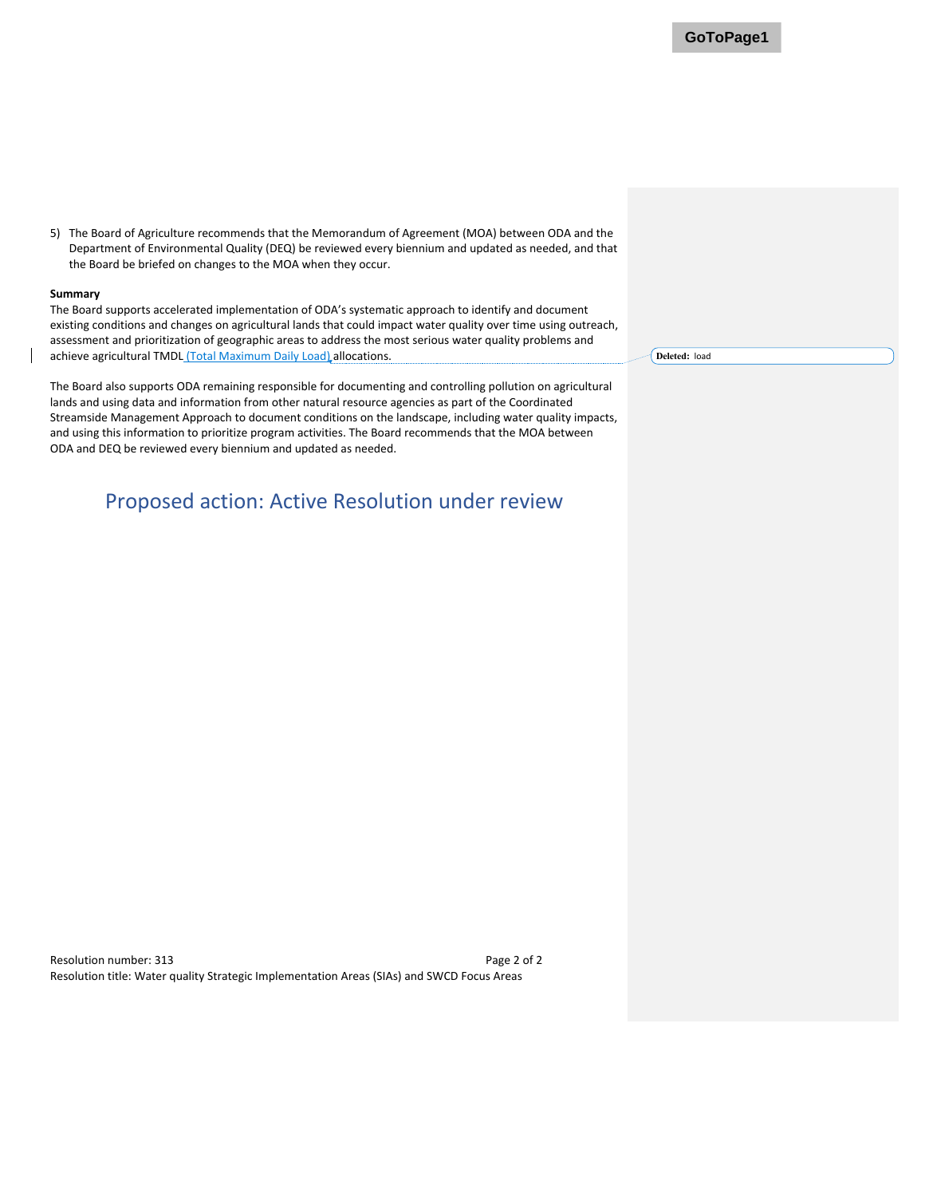5) The Board of Agriculture recommends that the Memorandum of Agreement (MOA) between ODA and the Department of Environmental Quality (DEQ) be reviewed every biennium and updated as needed, and that the Board be briefed on changes to the MOA when they occur.

**Summary**

The Board supports accelerated implementation of ODA's systematic approach to identify and document existing conditions and changes on agricultural lands that could impact water quality over time using outreach, assessment and prioritization of geographic areas to address the most serious water quality problems and achieve agricultural TMDL (Total Maximum Daily Load) allocations.

The Board also supports ODA remaining responsible for documenting and controlling pollution on agricultural lands and using data and information from other natural resource agencies as part of the Coordinated Streamside Management Approach to document conditions on the landscape, including water quality impacts, and using this information to prioritize program activities. The Board recommends that the MOA between ODA and DEQ be reviewed every biennium and updated as needed.

## Proposed action: Active Resolution under review

Resolution number: 313

Resolution title: Water quality Strategic Implementation Areas (SIAs) and SWCD Focus Areas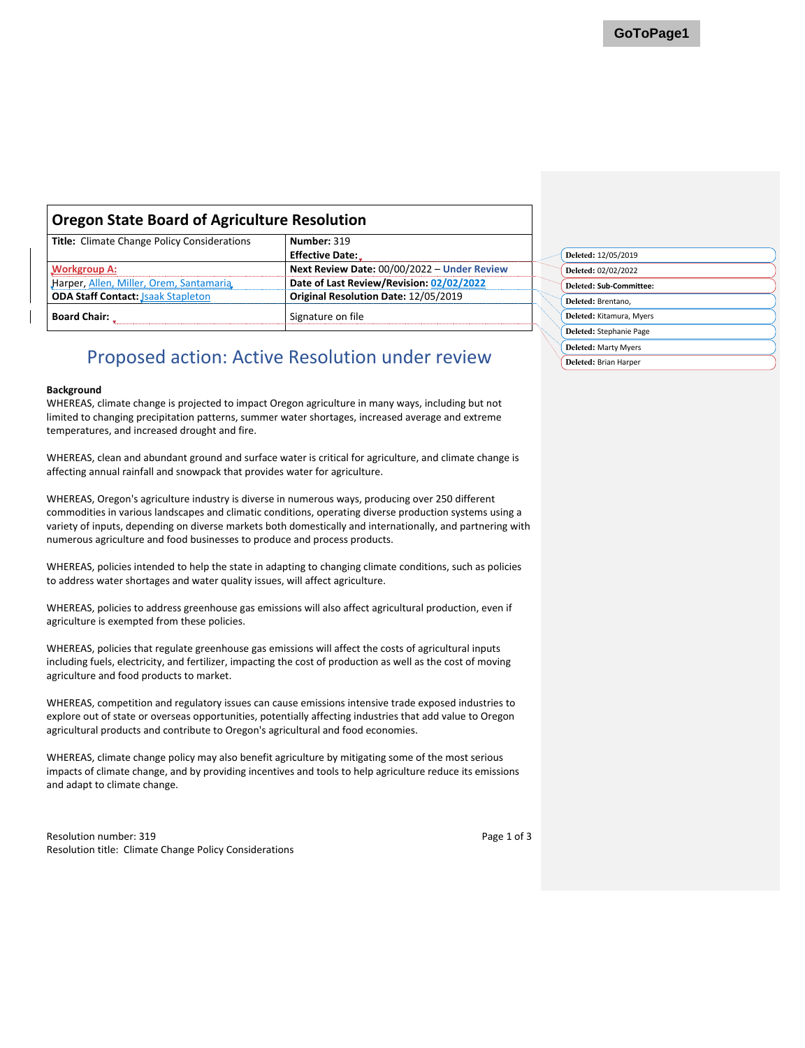GoToPage1

| Oregon State Board of Agriculture Resolution | |
|---|---|
| **Title:** Climate Change Policy Considerations | **Number:** 319<br>**Effective Date:** |
| Workgroup A: | **Next Review Date:** 00/00/2022 – **Under Review** |
| Harper, Allen, Miller, Orem, Santamaria | **Date of Last Review/Revision:** 02/02/2022 |
| **ODA Staff Contact:** Isaak Stapleton | **Original Resolution Date:** 12/05/2019 |
| **Board Chair:** | Signature on file |

Deleted: 12/05/2019
Deleted: 02/02/2022
Deleted: Sub-Committee:
Deleted: Brentano,
Deleted: Kitamura, Myers
Deleted: Stephanie Page
Deleted: Marty Myers
Deleted: Brian Harper

## Proposed action: Active Resolution under review

**Background**

WHEREAS, climate change is projected to impact Oregon agriculture in many ways, including but not limited to changing precipitation patterns, summer water shortages, increased average and extreme temperatures, and increased drought and fire.

WHEREAS, clean and abundant ground and surface water is critical for agriculture, and climate change is affecting annual rainfall and snowpack that provides water for agriculture.

WHEREAS, Oregon's agriculture industry is diverse in numerous ways, producing over 250 different commodities in various landscapes and climatic conditions, operating diverse production systems using a variety of inputs, depending on diverse markets both domestically and internationally, and partnering with numerous agriculture and food businesses to produce and process products.

WHEREAS, policies intended to help the state in adapting to changing climate conditions, such as policies to address water shortages and water quality issues, will affect agriculture.

WHEREAS, policies to address greenhouse gas emissions will also affect agricultural production, even if agriculture is exempted from these policies.

WHEREAS, policies that regulate greenhouse gas emissions will affect the costs of agricultural inputs including fuels, electricity, and fertilizer, impacting the cost of production as well as the cost of moving agriculture and food products to market.

WHEREAS, competition and regulatory issues can cause emissions intensive trade exposed industries to explore out of state or overseas opportunities, potentially affecting industries that add value to Oregon agricultural products and contribute to Oregon's agricultural and food economies.

WHEREAS, climate change policy may also benefit agriculture by mitigating some of the most serious impacts of climate change, and by providing incentives and tools to help agriculture reduce its emissions and adapt to climate change.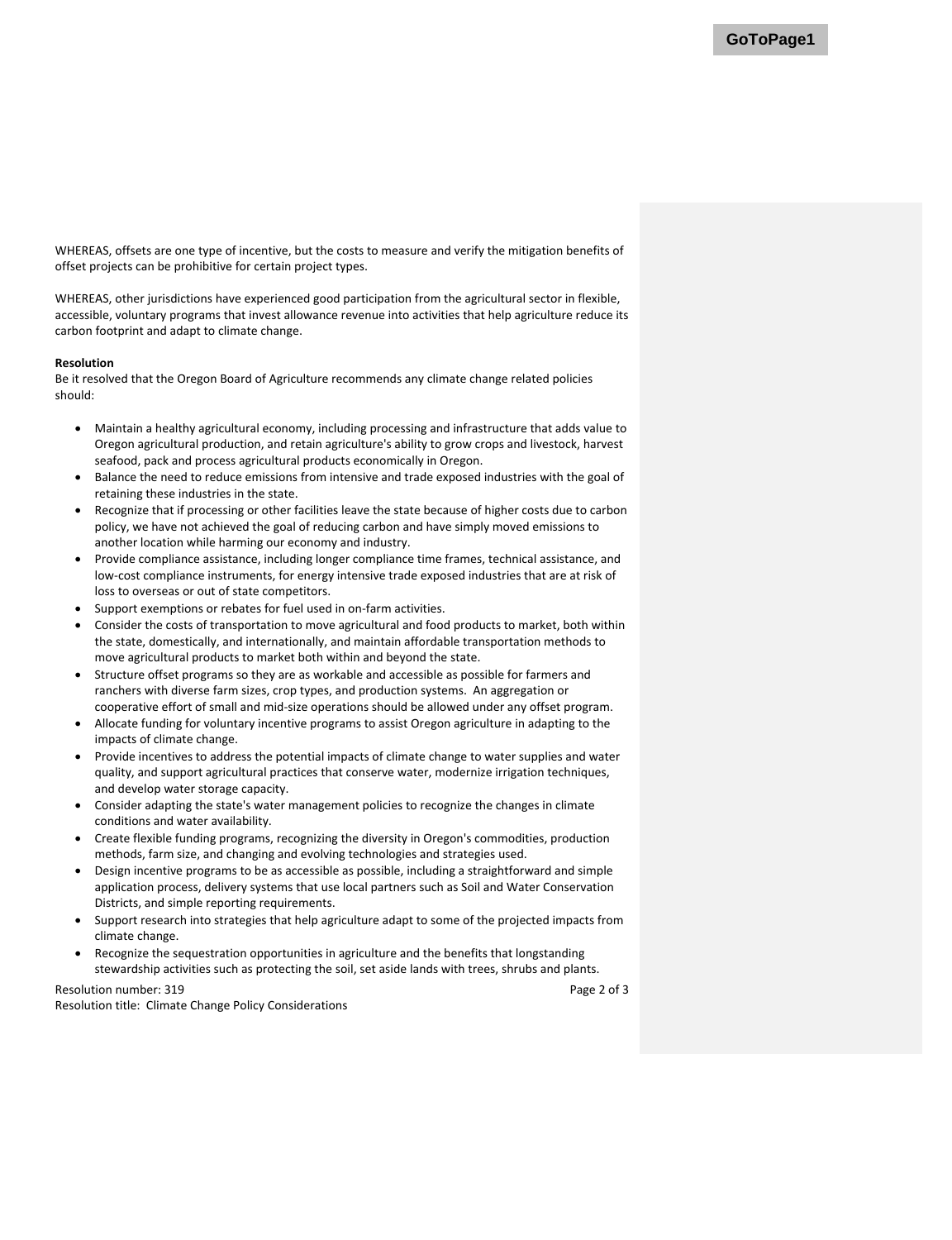WHEREAS, offsets are one type of incentive, but the costs to measure and verify the mitigation benefits of offset projects can be prohibitive for certain project types.

WHEREAS, other jurisdictions have experienced good participation from the agricultural sector in flexible, accessible, voluntary programs that invest allowance revenue into activities that help agriculture reduce its carbon footprint and adapt to climate change.

**Resolution**

Be it resolved that the Oregon Board of Agriculture recommends any climate change related policies should:

- Maintain a healthy agricultural economy, including processing and infrastructure that adds value to Oregon agricultural production, and retain agriculture's ability to grow crops and livestock, harvest seafood, pack and process agricultural products economically in Oregon.
- Balance the need to reduce emissions from intensive and trade exposed industries with the goal of retaining these industries in the state.
- Recognize that if processing or other facilities leave the state because of higher costs due to carbon policy, we have not achieved the goal of reducing carbon and have simply moved emissions to another location while harming our economy and industry.
- Provide compliance assistance, including longer compliance time frames, technical assistance, and low-cost compliance instruments, for energy intensive trade exposed industries that are at risk of loss to overseas or out of state competitors.
- Support exemptions or rebates for fuel used in on-farm activities.
- Consider the costs of transportation to move agricultural and food products to market, both within the state, domestically, and internationally, and maintain affordable transportation methods to move agricultural products to market both within and beyond the state.
- Structure offset programs so they are as workable and accessible as possible for farmers and ranchers with diverse farm sizes, crop types, and production systems. An aggregation or cooperative effort of small and mid-size operations should be allowed under any offset program.
- Allocate funding for voluntary incentive programs to assist Oregon agriculture in adapting to the impacts of climate change.
- Provide incentives to address the potential impacts of climate change to water supplies and water quality, and support agricultural practices that conserve water, modernize irrigation techniques, and develop water storage capacity.
- Consider adapting the state's water management policies to recognize the changes in climate conditions and water availability.
- Create flexible funding programs, recognizing the diversity in Oregon's commodities, production methods, farm size, and changing and evolving technologies and strategies used.
- Design incentive programs to be as accessible as possible, including a straightforward and simple application process, delivery systems that use local partners such as Soil and Water Conservation Districts, and simple reporting requirements.
- Support research into strategies that help agriculture adapt to some of the projected impacts from climate change.
- Recognize the sequestration opportunities in agriculture and the benefits that longstanding stewardship activities such as protecting the soil, set aside lands with trees, shrubs and plants.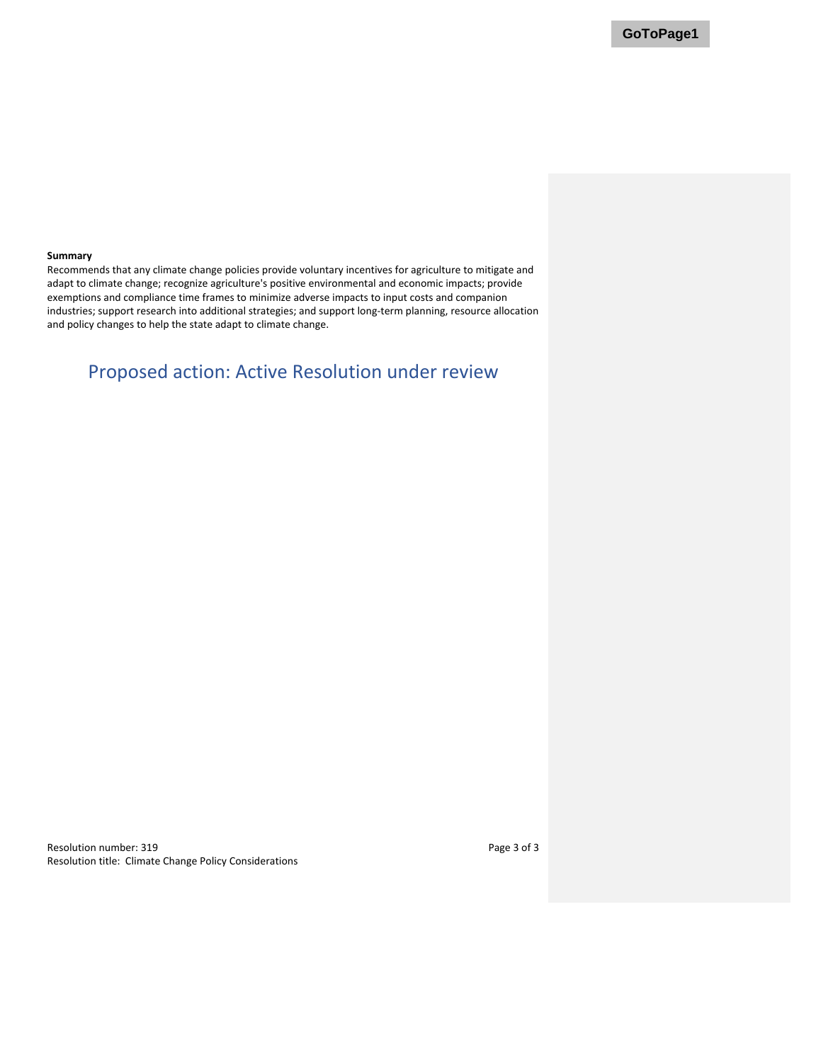**Summary**

Recommends that any climate change policies provide voluntary incentives for agriculture to mitigate and adapt to climate change; recognize agriculture's positive environmental and economic impacts; provide exemptions and compliance time frames to minimize adverse impacts to input costs and companion industries; support research into additional strategies; and support long-term planning, resource allocation and policy changes to help the state adapt to climate change.

## Proposed action: Active Resolution under review

Resolution number: 319
Resolution title: Climate Change Policy Considerations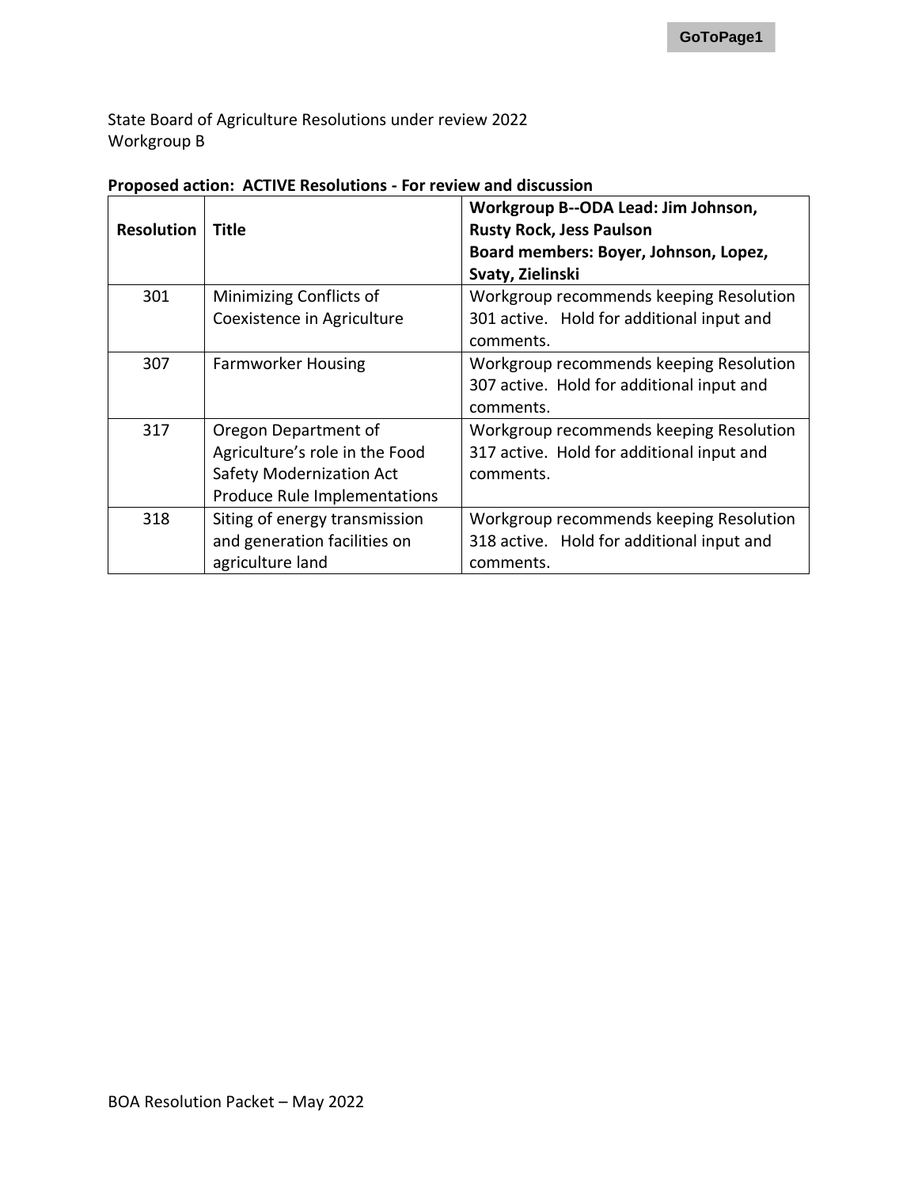State Board of Agriculture Resolutions under review 2022
Workgroup B

**Proposed action: ACTIVE Resolutions - For review and discussion**

| **Resolution** | **Title** | **Workgroup B--ODA Lead: Jim Johnson, Rusty Rock, Jess Paulson Board members: Boyer, Johnson, Lopez, Svaty, Zielinski** |
|---|---|---|
| 301 | Minimizing Conflicts of Coexistence in Agriculture | Workgroup recommends keeping Resolution 301 active. Hold for additional input and comments. |
| 307 | Farmworker Housing | Workgroup recommends keeping Resolution 307 active. Hold for additional input and comments. |
| 317 | Oregon Department of Agriculture's role in the Food Safety Modernization Act Produce Rule Implementations | Workgroup recommends keeping Resolution 317 active. Hold for additional input and comments. |
| 318 | Siting of energy transmission and generation facilities on agriculture land | Workgroup recommends keeping Resolution 318 active. Hold for additional input and comments. |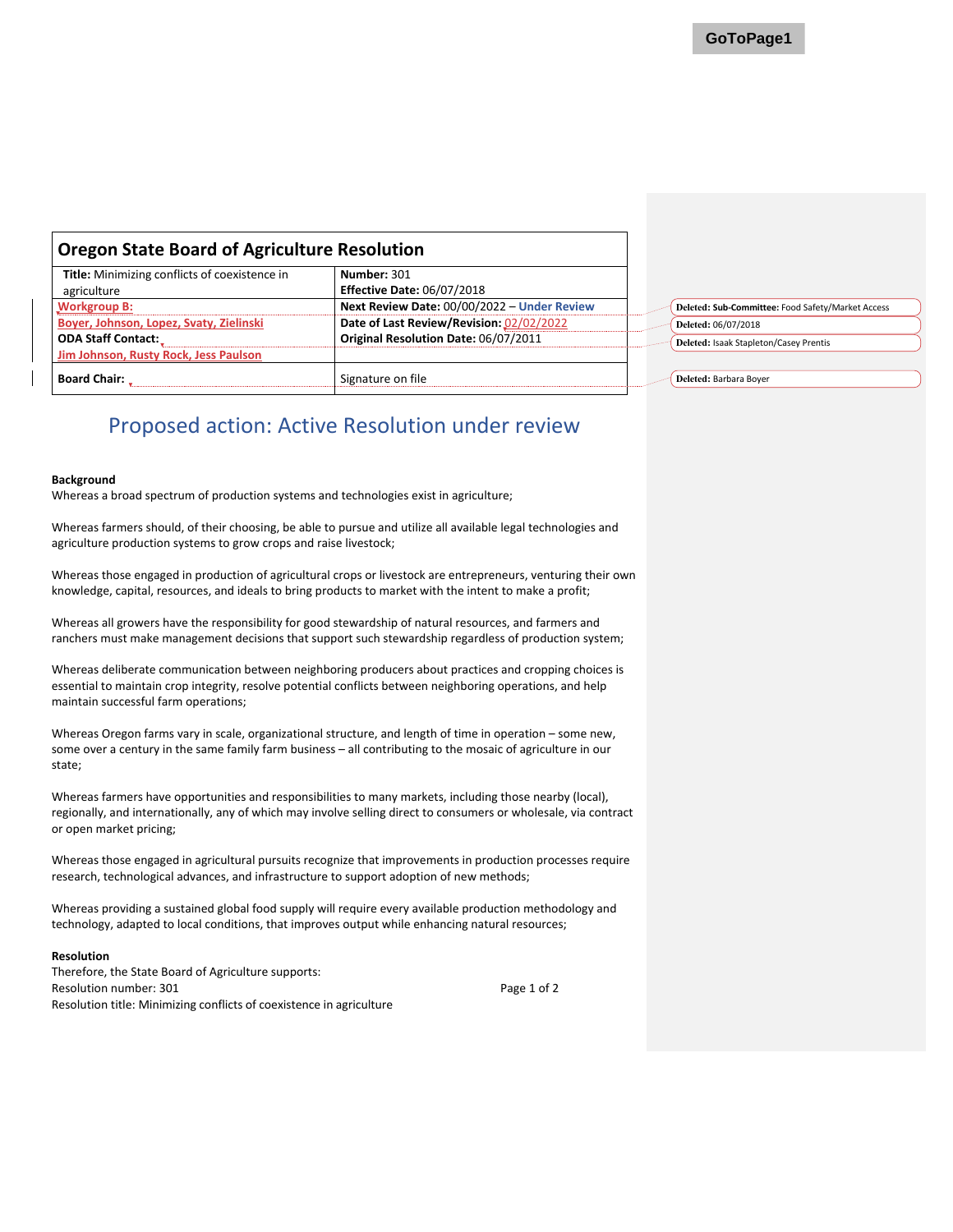| Oregon State Board of Agriculture Resolution | |
|---|---|
| **Title:** Minimizing conflicts of coexistence in agriculture | **Number:** 301<br>**Effective Date:** 06/07/2018 |
| **Workgroup B:** | **Next Review Date:** 00/00/2022 – **Under Review** |
| Boyer, Johnson, Lopez, Svaty, Zielinski | **Date of Last Review/Revision:** 02/02/2022 |
| **ODA Staff Contact:**<br>Jim Johnson, Rusty Rock, Jess Paulson | **Original Resolution Date:** 06/07/2011 |
| **Board Chair:** | Signature on file |

Deleted: **Sub-Committee:** Food Safety/Market Access

Deleted: 06/07/2018

Deleted: Isaak Stapleton/Casey Prentis

Deleted: Barbara Boyer

## Proposed action: Active Resolution under review

**Background**

Whereas a broad spectrum of production systems and technologies exist in agriculture;

Whereas farmers should, of their choosing, be able to pursue and utilize all available legal technologies and agriculture production systems to grow crops and raise livestock;

Whereas those engaged in production of agricultural crops or livestock are entrepreneurs, venturing their own knowledge, capital, resources, and ideals to bring products to market with the intent to make a profit;

Whereas all growers have the responsibility for good stewardship of natural resources, and farmers and ranchers must make management decisions that support such stewardship regardless of production system;

Whereas deliberate communication between neighboring producers about practices and cropping choices is essential to maintain crop integrity, resolve potential conflicts between neighboring operations, and help maintain successful farm operations;

Whereas Oregon farms vary in scale, organizational structure, and length of time in operation – some new, some over a century in the same family farm business – all contributing to the mosaic of agriculture in our state;

Whereas farmers have opportunities and responsibilities to many markets, including those nearby (local), regionally, and internationally, any of which may involve selling direct to consumers or wholesale, via contract or open market pricing;

Whereas those engaged in agricultural pursuits recognize that improvements in production processes require research, technological advances, and infrastructure to support adoption of new methods;

Whereas providing a sustained global food supply will require every available production methodology and technology, adapted to local conditions, that improves output while enhancing natural resources;

**Resolution**

Therefore, the State Board of Agriculture supports: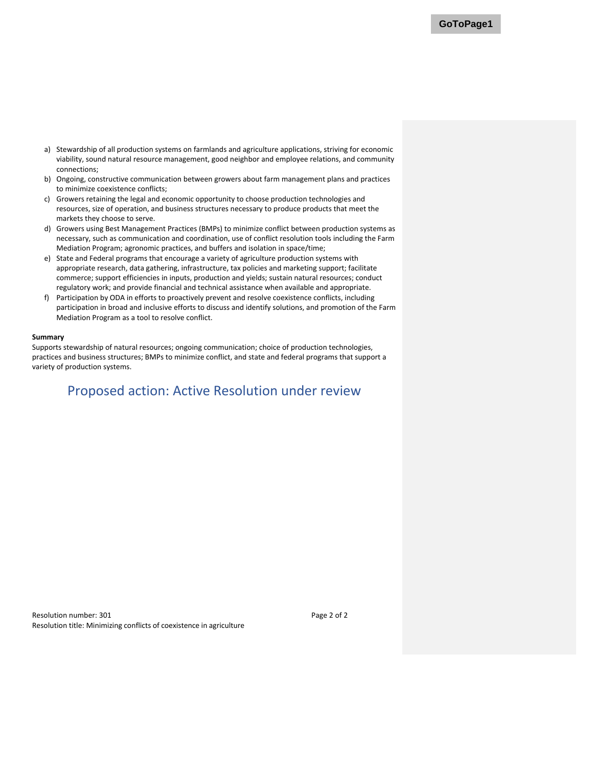a) Stewardship of all production systems on farmlands and agriculture applications, striving for economic viability, sound natural resource management, good neighbor and employee relations, and community connections;
b) Ongoing, constructive communication between growers about farm management plans and practices to minimize coexistence conflicts;
c) Growers retaining the legal and economic opportunity to choose production technologies and resources, size of operation, and business structures necessary to produce products that meet the markets they choose to serve.
d) Growers using Best Management Practices (BMPs) to minimize conflict between production systems as necessary, such as communication and coordination, use of conflict resolution tools including the Farm Mediation Program; agronomic practices, and buffers and isolation in space/time;
e) State and Federal programs that encourage a variety of agriculture production systems with appropriate research, data gathering, infrastructure, tax policies and marketing support; facilitate commerce; support efficiencies in inputs, production and yields; sustain natural resources; conduct regulatory work; and provide financial and technical assistance when available and appropriate.
f) Participation by ODA in efforts to proactively prevent and resolve coexistence conflicts, including participation in broad and inclusive efforts to discuss and identify solutions, and promotion of the Farm Mediation Program as a tool to resolve conflict.

**Summary**

Supports stewardship of natural resources; ongoing communication; choice of production technologies, practices and business structures; BMPs to minimize conflict, and state and federal programs that support a variety of production systems.

## Proposed action: Active Resolution under review

Resolution number: 301

Resolution title: Minimizing conflicts of coexistence in agriculture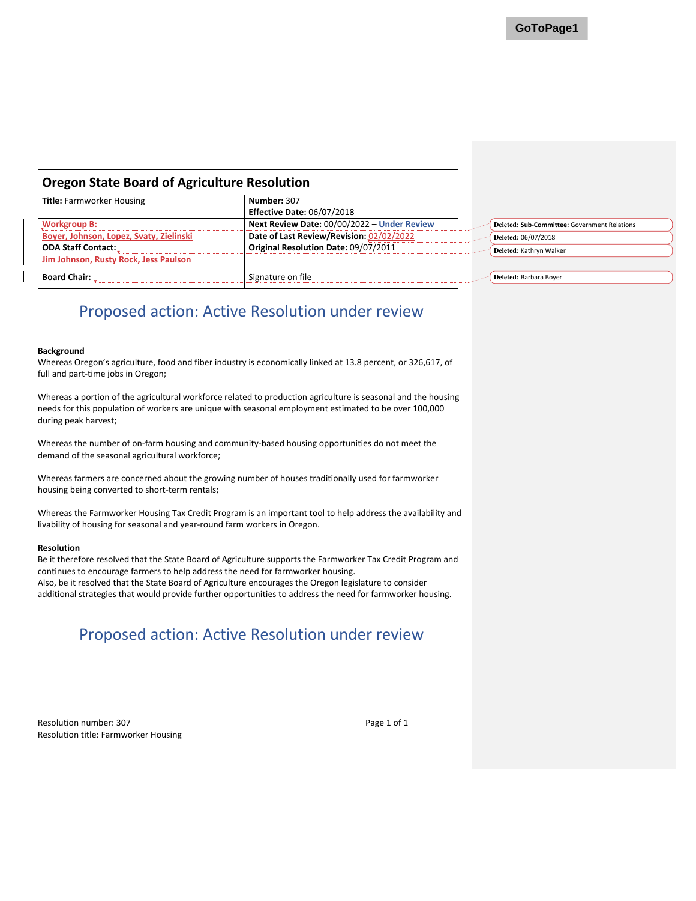| Oregon State Board of Agriculture Resolution | |
|---|---|
| **Title:** Farmworker Housing | **Number:** 307<br>**Effective Date:** 06/07/2018 |
| Workgroup B:<br>Boyer, Johnson, Lopez, Svaty, Zielinski | **Next Review Date:** 00/00/2022 – **Under Review**<br>**Date of Last Review/Revision:** 02/02/2022 |
| **ODA Staff Contact:**<br>Jim Johnson, Rusty Rock, Jess Paulson | **Original Resolution Date:** 09/07/2011 |
| **Board Chair:** | Signature on file |

Deleted: Sub-Committee: Government Relations

Deleted: 06/07/2018

Deleted: Kathryn Walker

Deleted: Barbara Boyer

## Proposed action: Active Resolution under review

**Background**

Whereas Oregon's agriculture, food and fiber industry is economically linked at 13.8 percent, or 326,617, of full and part-time jobs in Oregon;

Whereas a portion of the agricultural workforce related to production agriculture is seasonal and the housing needs for this population of workers are unique with seasonal employment estimated to be over 100,000 during peak harvest;

Whereas the number of on-farm housing and community-based housing opportunities do not meet the demand of the seasonal agricultural workforce;

Whereas farmers are concerned about the growing number of houses traditionally used for farmworker housing being converted to short-term rentals;

Whereas the Farmworker Housing Tax Credit Program is an important tool to help address the availability and livability of housing for seasonal and year-round farm workers in Oregon.

**Resolution**

Be it therefore resolved that the State Board of Agriculture supports the Farmworker Tax Credit Program and continues to encourage farmers to help address the need for farmworker housing.
Also, be it resolved that the State Board of Agriculture encourages the Oregon legislature to consider additional strategies that would provide further opportunities to address the need for farmworker housing.

## Proposed action: Active Resolution under review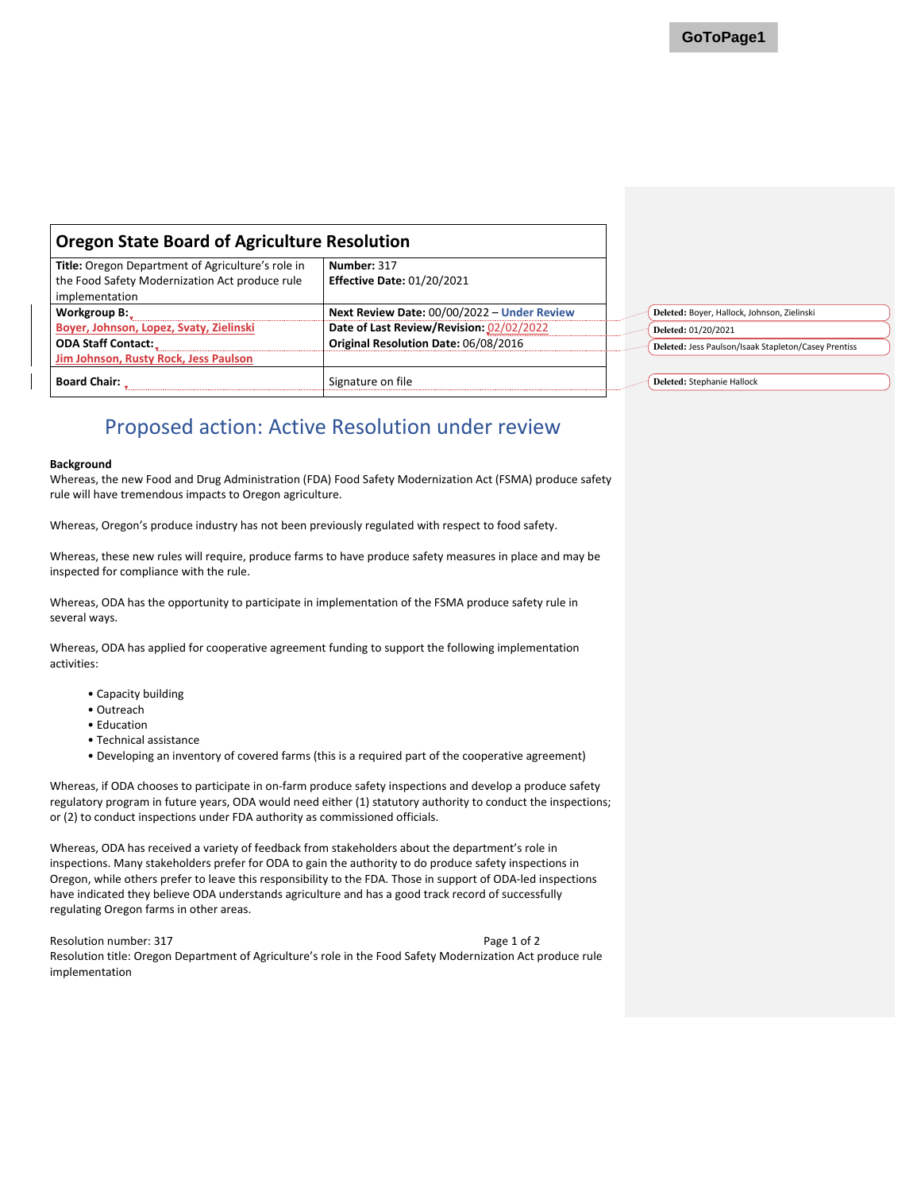| Oregon State Board of Agriculture Resolution | |
|---|---|
| **Title:** Oregon Department of Agriculture's role in the Food Safety Modernization Act produce rule implementation | **Number:** 317<br>**Effective Date:** 01/20/2021 |
| **Workgroup B:**<br>Boyer, Johnson, Lopez, Svaty, Zielinski | **Next Review Date:** 00/00/2022 – **Under Review**<br>**Date of Last Review/Revision:** 02/02/2022 |
| **ODA Staff Contact:**<br>Jim Johnson, Rusty Rock, Jess Paulson | **Original Resolution Date:** 06/08/2016 |
| **Board Chair:** | Signature on file |

Deleted: Boyer, Hallock, Johnson, Zielinski

Deleted: 01/20/2021

Deleted: Jess Paulson/Isaak Stapleton/Casey Prentiss

Deleted: Stephanie Hallock

## Proposed action: Active Resolution under review

**Background**

Whereas, the new Food and Drug Administration (FDA) Food Safety Modernization Act (FSMA) produce safety rule will have tremendous impacts to Oregon agriculture.

Whereas, Oregon's produce industry has not been previously regulated with respect to food safety.

Whereas, these new rules will require, produce farms to have produce safety measures in place and may be inspected for compliance with the rule.

Whereas, ODA has the opportunity to participate in implementation of the FSMA produce safety rule in several ways.

Whereas, ODA has applied for cooperative agreement funding to support the following implementation activities:

- Capacity building
- Outreach
- Education
- Technical assistance
- Developing an inventory of covered farms (this is a required part of the cooperative agreement)

Whereas, if ODA chooses to participate in on-farm produce safety inspections and develop a produce safety regulatory program in future years, ODA would need either (1) statutory authority to conduct the inspections; or (2) to conduct inspections under FDA authority as commissioned officials.

Whereas, ODA has received a variety of feedback from stakeholders about the department's role in inspections. Many stakeholders prefer for ODA to gain the authority to do produce safety inspections in Oregon, while others prefer to leave this responsibility to the FDA. Those in support of ODA-led inspections have indicated they believe ODA understands agriculture and has a good track record of successfully regulating Oregon farms in other areas.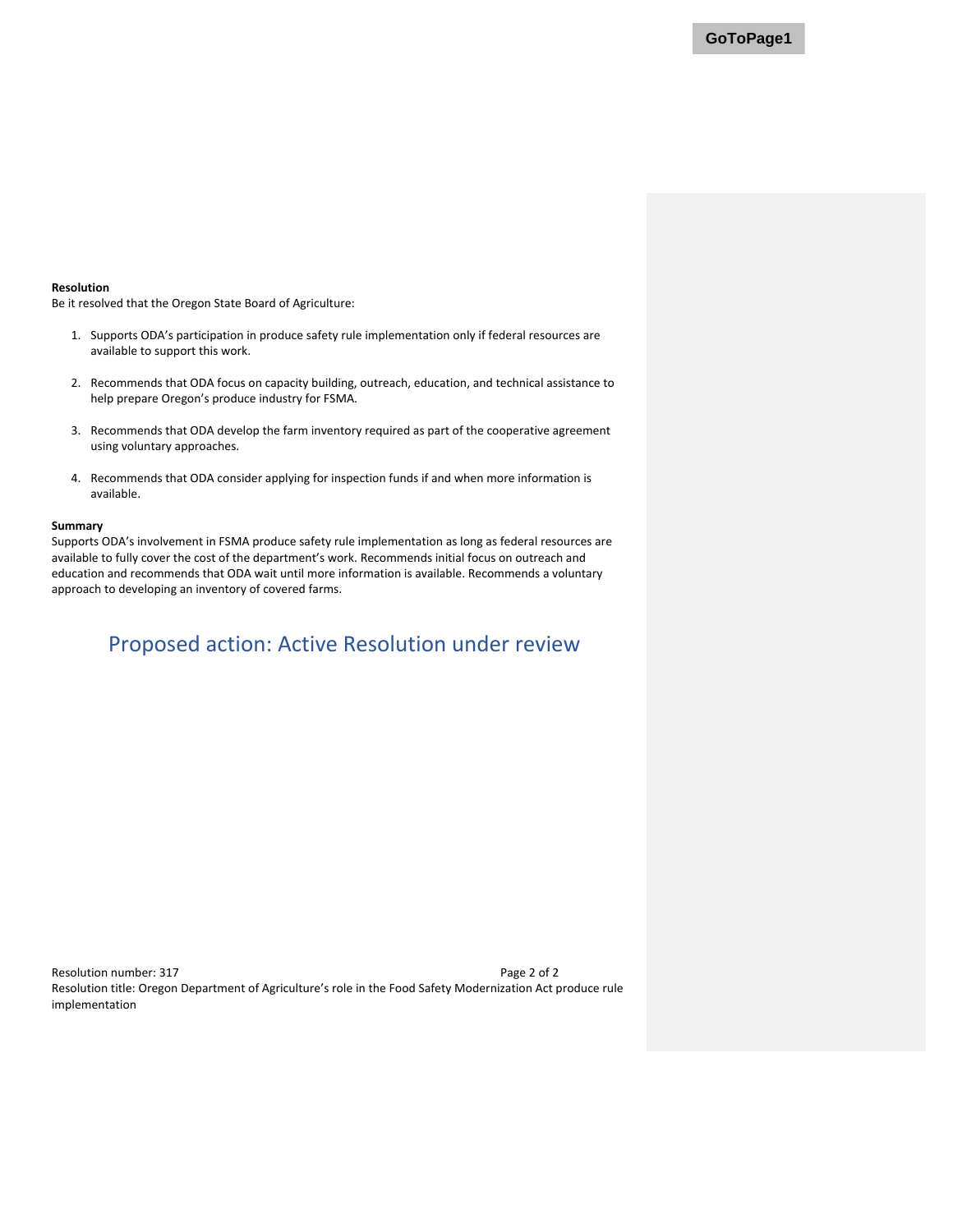**Resolution**

Be it resolved that the Oregon State Board of Agriculture:

1. Supports ODA's participation in produce safety rule implementation only if federal resources are available to support this work.

2. Recommends that ODA focus on capacity building, outreach, education, and technical assistance to help prepare Oregon's produce industry for FSMA.

3. Recommends that ODA develop the farm inventory required as part of the cooperative agreement using voluntary approaches.

4. Recommends that ODA consider applying for inspection funds if and when more information is available.

**Summary**

Supports ODA's involvement in FSMA produce safety rule implementation as long as federal resources are available to fully cover the cost of the department's work. Recommends initial focus on outreach and education and recommends that ODA wait until more information is available. Recommends a voluntary approach to developing an inventory of covered farms.

## Proposed action: Active Resolution under review

Resolution number: 317

Resolution title: Oregon Department of Agriculture's role in the Food Safety Modernization Act produce rule implementation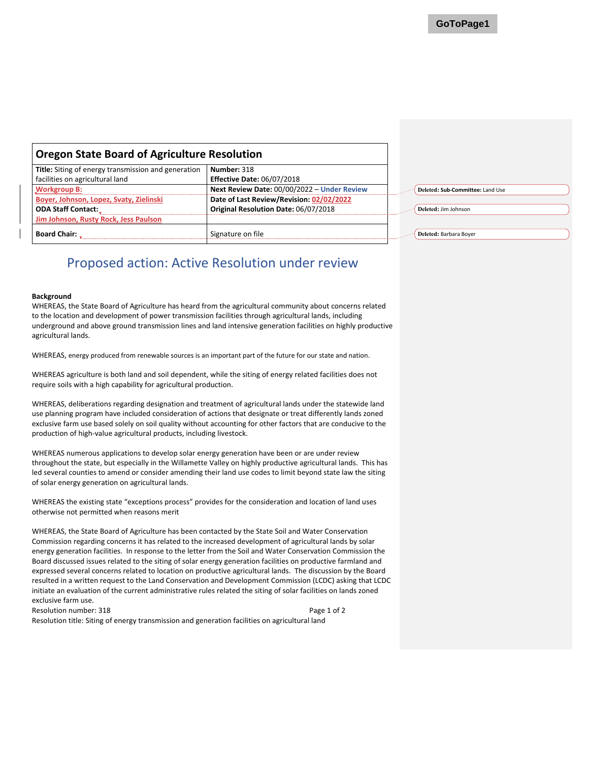| Oregon State Board of Agriculture Resolution | |
|---|---|
| **Title:** Siting of energy transmission and generation facilities on agricultural land | **Number:** 318<br>**Effective Date:** 06/07/2018 |
| Workgroup B:<br>Boyer, Johnson, Lopez, Svaty, Zielinski | **Next Review Date:** 00/00/2022 – **Under Review** |
| **ODA Staff Contact:**<br>Jim Johnson, Rusty Rock, Jess Paulson | **Date of Last Review/Revision:** 02/02/2022<br>**Original Resolution Date:** 06/07/2018 |
| **Board Chair:** | Signature on file |

Deleted: Sub-Committee: Land Use

Deleted: Jim Johnson

Deleted: Barbara Boyer

## Proposed action: Active Resolution under review

**Background**

WHEREAS, the State Board of Agriculture has heard from the agricultural community about concerns related to the location and development of power transmission facilities through agricultural lands, including underground and above ground transmission lines and land intensive generation facilities on highly productive agricultural lands.

WHEREAS, energy produced from renewable sources is an important part of the future for our state and nation.

WHEREAS agriculture is both land and soil dependent, while the siting of energy related facilities does not require soils with a high capability for agricultural production.

WHEREAS, deliberations regarding designation and treatment of agricultural lands under the statewide land use planning program have included consideration of actions that designate or treat differently lands zoned exclusive farm use based solely on soil quality without accounting for other factors that are conducive to the production of high-value agricultural products, including livestock.

WHEREAS numerous applications to develop solar energy generation have been or are under review throughout the state, but especially in the Willamette Valley on highly productive agricultural lands. This has led several counties to amend or consider amending their land use codes to limit beyond state law the siting of solar energy generation on agricultural lands.

WHEREAS the existing state "exceptions process" provides for the consideration and location of land uses otherwise not permitted when reasons merit

WHEREAS, the State Board of Agriculture has been contacted by the State Soil and Water Conservation Commission regarding concerns it has related to the increased development of agricultural lands by solar energy generation facilities. In response to the letter from the Soil and Water Conservation Commission the Board discussed issues related to the siting of solar energy generation facilities on productive farmland and expressed several concerns related to location on productive agricultural lands. The discussion by the Board resulted in a written request to the Land Conservation and Development Commission (LCDC) asking that LCDC initiate an evaluation of the current administrative rules related the siting of solar facilities on lands zoned exclusive farm use.

Resolution number: 318

Resolution title: Siting of energy transmission and generation facilities on agricultural land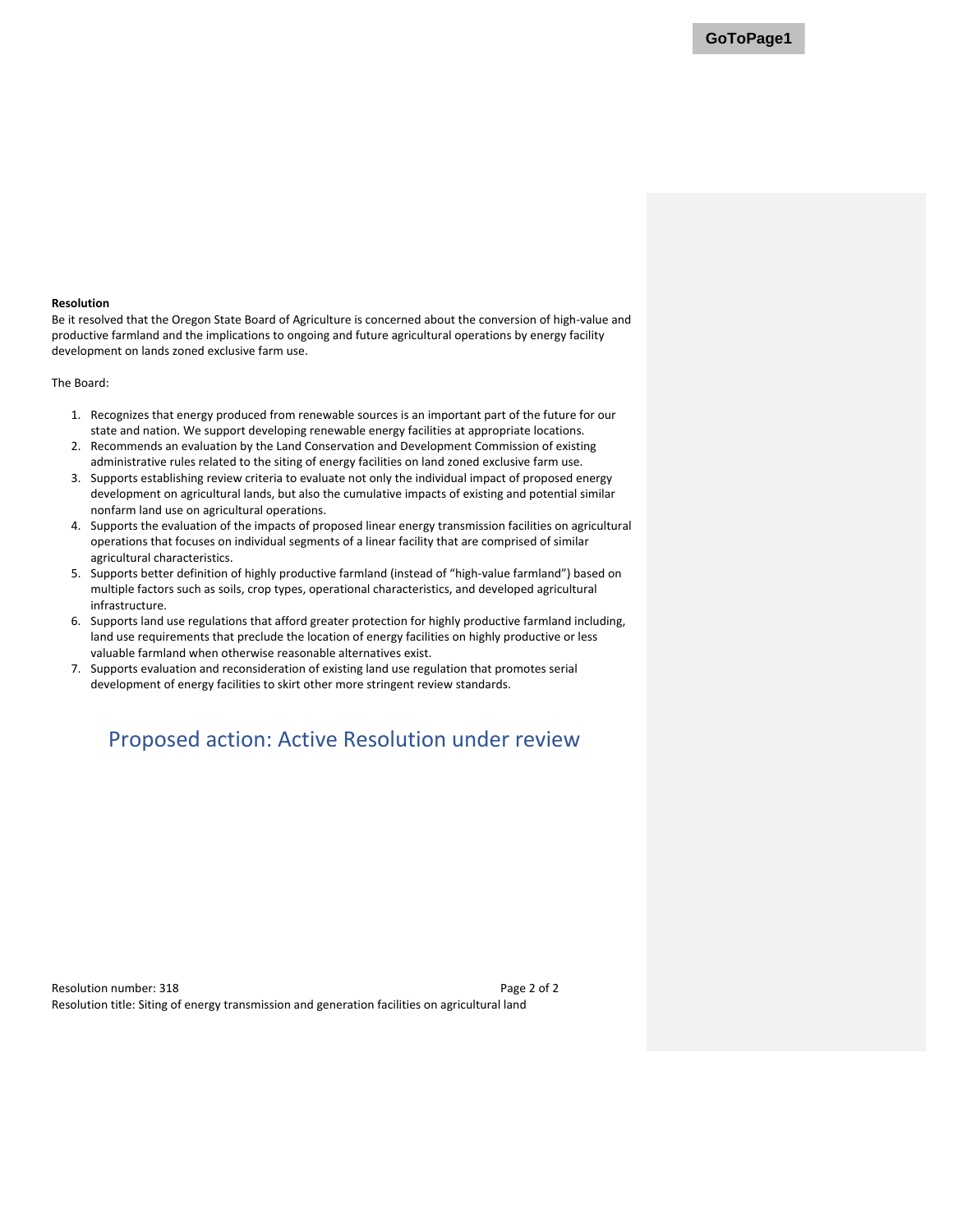**Resolution**

Be it resolved that the Oregon State Board of Agriculture is concerned about the conversion of high-value and productive farmland and the implications to ongoing and future agricultural operations by energy facility development on lands zoned exclusive farm use.

The Board:

1. Recognizes that energy produced from renewable sources is an important part of the future for our state and nation. We support developing renewable energy facilities at appropriate locations.
2. Recommends an evaluation by the Land Conservation and Development Commission of existing administrative rules related to the siting of energy facilities on land zoned exclusive farm use.
3. Supports establishing review criteria to evaluate not only the individual impact of proposed energy development on agricultural lands, but also the cumulative impacts of existing and potential similar nonfarm land use on agricultural operations.
4. Supports the evaluation of the impacts of proposed linear energy transmission facilities on agricultural operations that focuses on individual segments of a linear facility that are comprised of similar agricultural characteristics.
5. Supports better definition of highly productive farmland (instead of "high-value farmland") based on multiple factors such as soils, crop types, operational characteristics, and developed agricultural infrastructure.
6. Supports land use regulations that afford greater protection for highly productive farmland including, land use requirements that preclude the location of energy facilities on highly productive or less valuable farmland when otherwise reasonable alternatives exist.
7. Supports evaluation and reconsideration of existing land use regulation that promotes serial development of energy facilities to skirt other more stringent review standards.

## Proposed action: Active Resolution under review

Resolution number: 318

Resolution title: Siting of energy transmission and generation facilities on agricultural land